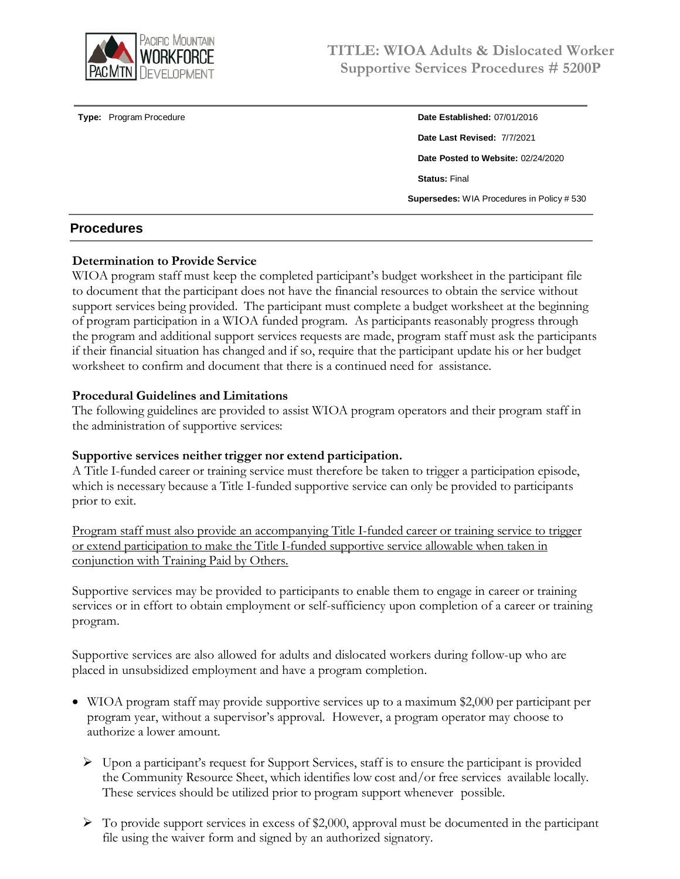# TITLE: WIOA Adults & Dislocated Worker Supportive Services Procedures # 5200P

**Type:** Program Procedure

**Date Established:** 07/01/2016

**Date Last Revised:** 7/7/2021

**Date Posted to Website:** 02/24/2020

**Status:** Final

**Supersedes:** WIA Procedures in Policy # 530

## Procedures

**Determination to Provide Service**

WIOA program staff must keep the completed participant's budget worksheet in the participant file to document that the participant does not have the financial resources to obtain the service without support services being provided. The participant must complete a budget worksheet at the beginning of program participation in a WIOA funded program. As participants reasonably progress through the program and additional support services requests are made, program staff must ask the participants if their financial situation has changed and if so, require that the participant update his or her budget worksheet to confirm and document that there is a continued need for assistance.

**Procedural Guidelines and Limitations**

The following guidelines are provided to assist WIOA program operators and their program staff in the administration of supportive services:

**Supportive services neither trigger nor extend participation.**

A Title I-funded career or training service must therefore be taken to trigger a participation episode, which is necessary because a Title I-funded supportive service can only be provided to participants prior to exit.

<u>Program staff must also provide an accompanying Title I-funded career or training service to trigger or extend participation to make the Title I-funded supportive service allowable when taken in conjunction with Training Paid by Others.</u>

Supportive services may be provided to participants to enable them to engage in career or training services or in effort to obtain employment or self-sufficiency upon completion of a career or training program.

Supportive services are also allowed for adults and dislocated workers during follow-up who are placed in unsubsidized employment and have a program completion.

- WIOA program staff may provide supportive services up to a maximum $2,000 per participant per program year, without a supervisor's approval. However, a program operator may choose to authorize a lower amount.
  - Upon a participant's request for Support Services, staff is to ensure the participant is provided the Community Resource Sheet, which identifies low cost and/or free services available locally. These services should be utilized prior to program support whenever possible.
  - To provide support services in excess of $2,000, approval must be documented in the participant file using the waiver form and signed by an authorized signatory.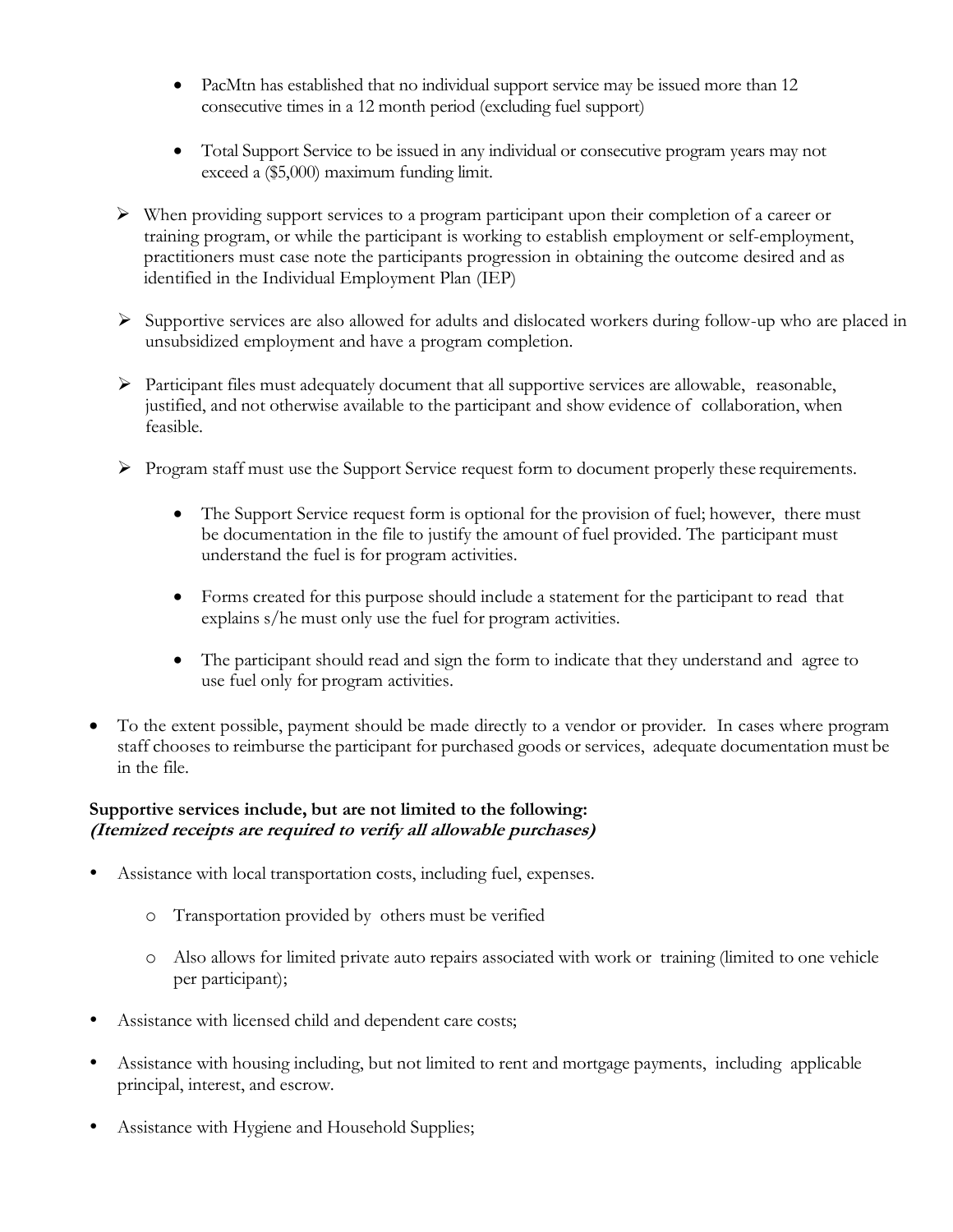- PacMtn has established that no individual support service may be issued more than 12 consecutive times in a 12 month period (excluding fuel support)

- Total Support Service to be issued in any individual or consecutive program years may not exceed a ($5,000) maximum funding limit.

➢ When providing support services to a program participant upon their completion of a career or training program, or while the participant is working to establish employment or self-employment, practitioners must case note the participants progression in obtaining the outcome desired and as identified in the Individual Employment Plan (IEP)

➢ Supportive services are also allowed for adults and dislocated workers during follow-up who are placed in unsubsidized employment and have a program completion.

➢ Participant files must adequately document that all supportive services are allowable, reasonable, justified, and not otherwise available to the participant and show evidence of collaboration, when feasible.

➢ Program staff must use the Support Service request form to document properly these requirements.

  - The Support Service request form is optional for the provision of fuel; however, there must be documentation in the file to justify the amount of fuel provided. The participant must understand the fuel is for program activities.

  - Forms created for this purpose should include a statement for the participant to read that explains s/he must only use the fuel for program activities.

  - The participant should read and sign the form to indicate that they understand and agree to use fuel only for program activities.

- To the extent possible, payment should be made directly to a vendor or provider. In cases where program staff chooses to reimburse the participant for purchased goods or services, adequate documentation must be in the file.

**Supportive services include, but are not limited to the following:**
***(Itemized receipts are required to verify all allowable purchases)***

- Assistance with local transportation costs, including fuel, expenses.

  - Transportation provided by others must be verified

  - Also allows for limited private auto repairs associated with work or training (limited to one vehicle per participant);

- Assistance with licensed child and dependent care costs;

- Assistance with housing including, but not limited to rent and mortgage payments, including applicable principal, interest, and escrow.

- Assistance with Hygiene and Household Supplies;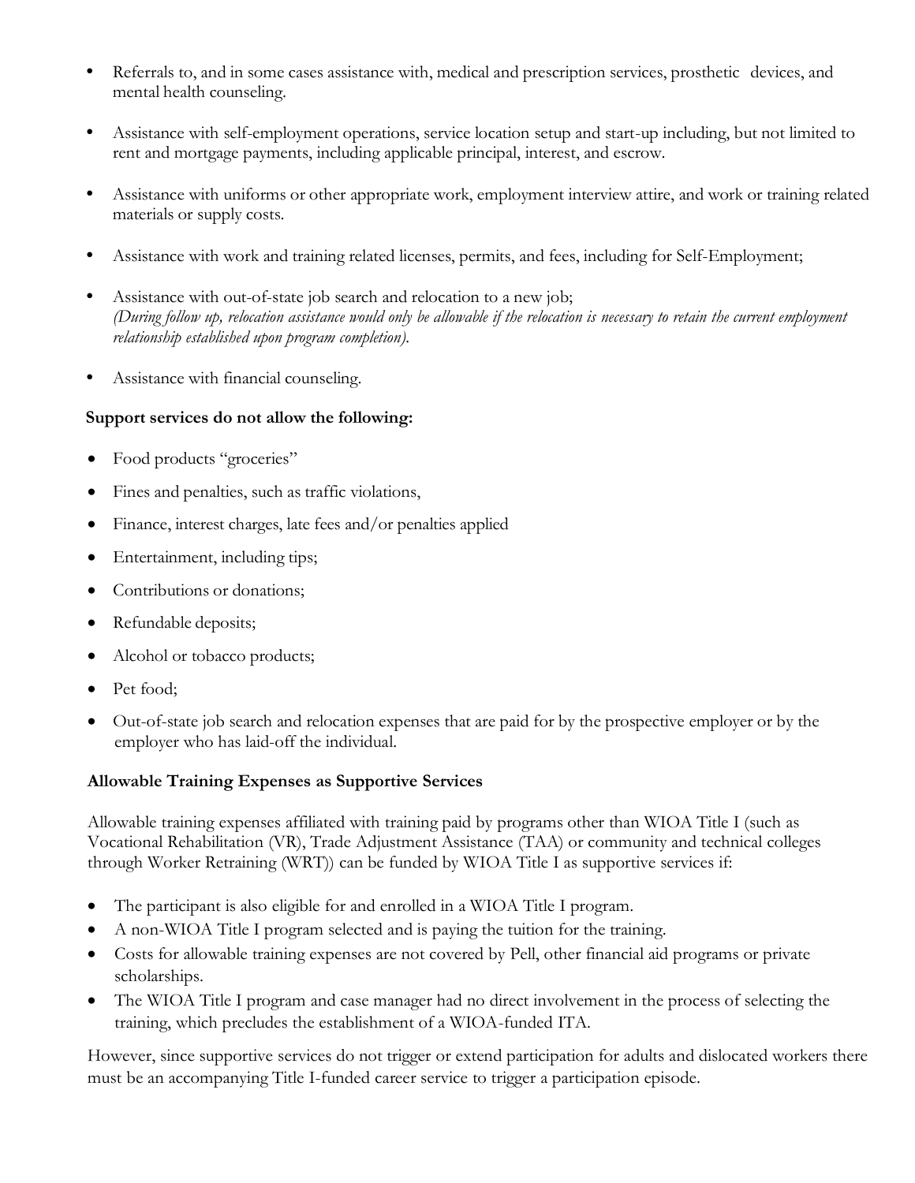- Referrals to, and in some cases assistance with, medical and prescription services, prosthetic devices, and mental health counseling.
- Assistance with self-employment operations, service location setup and start-up including, but not limited to rent and mortgage payments, including applicable principal, interest, and escrow.
- Assistance with uniforms or other appropriate work, employment interview attire, and work or training related materials or supply costs.
- Assistance with work and training related licenses, permits, and fees, including for Self-Employment;
- Assistance with out-of-state job search and relocation to a new job;
  *(During follow up, relocation assistance would only be allowable if the relocation is necessary to retain the current employment relationship established upon program completion).*
- Assistance with financial counseling.

**Support services do not allow the following:**

- Food products "groceries"
- Fines and penalties, such as traffic violations,
- Finance, interest charges, late fees and/or penalties applied
- Entertainment, including tips;
- Contributions or donations;
- Refundable deposits;
- Alcohol or tobacco products;
- Pet food;
- Out-of-state job search and relocation expenses that are paid for by the prospective employer or by the employer who has laid-off the individual.

**Allowable Training Expenses as Supportive Services**

Allowable training expenses affiliated with training paid by programs other than WIOA Title I (such as Vocational Rehabilitation (VR), Trade Adjustment Assistance (TAA) or community and technical colleges through Worker Retraining (WRT)) can be funded by WIOA Title I as supportive services if:

- The participant is also eligible for and enrolled in a WIOA Title I program.
- A non-WIOA Title I program selected and is paying the tuition for the training.
- Costs for allowable training expenses are not covered by Pell, other financial aid programs or private scholarships.
- The WIOA Title I program and case manager had no direct involvement in the process of selecting the training, which precludes the establishment of a WIOA-funded ITA.

However, since supportive services do not trigger or extend participation for adults and dislocated workers there must be an accompanying Title I-funded career service to trigger a participation episode.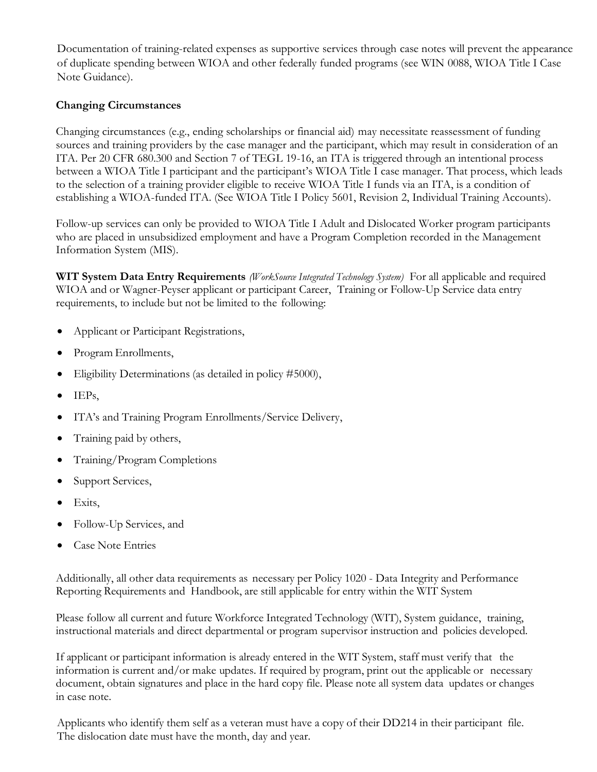Documentation of training-related expenses as supportive services through case notes will prevent the appearance of duplicate spending between WIOA and other federally funded programs (see WIN 0088, WIOA Title I Case Note Guidance).

**Changing Circumstances**

Changing circumstances (e.g., ending scholarships or financial aid) may necessitate reassessment of funding sources and training providers by the case manager and the participant, which may result in consideration of an ITA. Per 20 CFR 680.300 and Section 7 of TEGL 19-16, an ITA is triggered through an intentional process between a WIOA Title I participant and the participant's WIOA Title I case manager. That process, which leads to the selection of a training provider eligible to receive WIOA Title I funds via an ITA, is a condition of establishing a WIOA-funded ITA. (See WIOA Title I Policy 5601, Revision 2, Individual Training Accounts).

Follow-up services can only be provided to WIOA Title I Adult and Dislocated Worker program participants who are placed in unsubsidized employment and have a Program Completion recorded in the Management Information System (MIS).

**WIT System Data Entry Requirements** *(WorkSource Integrated Technology System)* For all applicable and required WIOA and or Wagner-Peyser applicant or participant Career, Training or Follow-Up Service data entry requirements, to include but not be limited to the following:

- Applicant or Participant Registrations,
- Program Enrollments,
- Eligibility Determinations (as detailed in policy #5000),
- IEPs,
- ITA's and Training Program Enrollments/Service Delivery,
- Training paid by others,
- Training/Program Completions
- Support Services,
- Exits,
- Follow-Up Services, and
- Case Note Entries

Additionally, all other data requirements as necessary per Policy 1020 - Data Integrity and Performance Reporting Requirements and Handbook, are still applicable for entry within the WIT System

Please follow all current and future Workforce Integrated Technology (WIT), System guidance, training, instructional materials and direct departmental or program supervisor instruction and policies developed.

If applicant or participant information is already entered in the WIT System, staff must verify that the information is current and/or make updates. If required by program, print out the applicable or necessary document, obtain signatures and place in the hard copy file. Please note all system data updates or changes in case note.

Applicants who identify them self as a veteran must have a copy of their DD214 in their participant file. The dislocation date must have the month, day and year.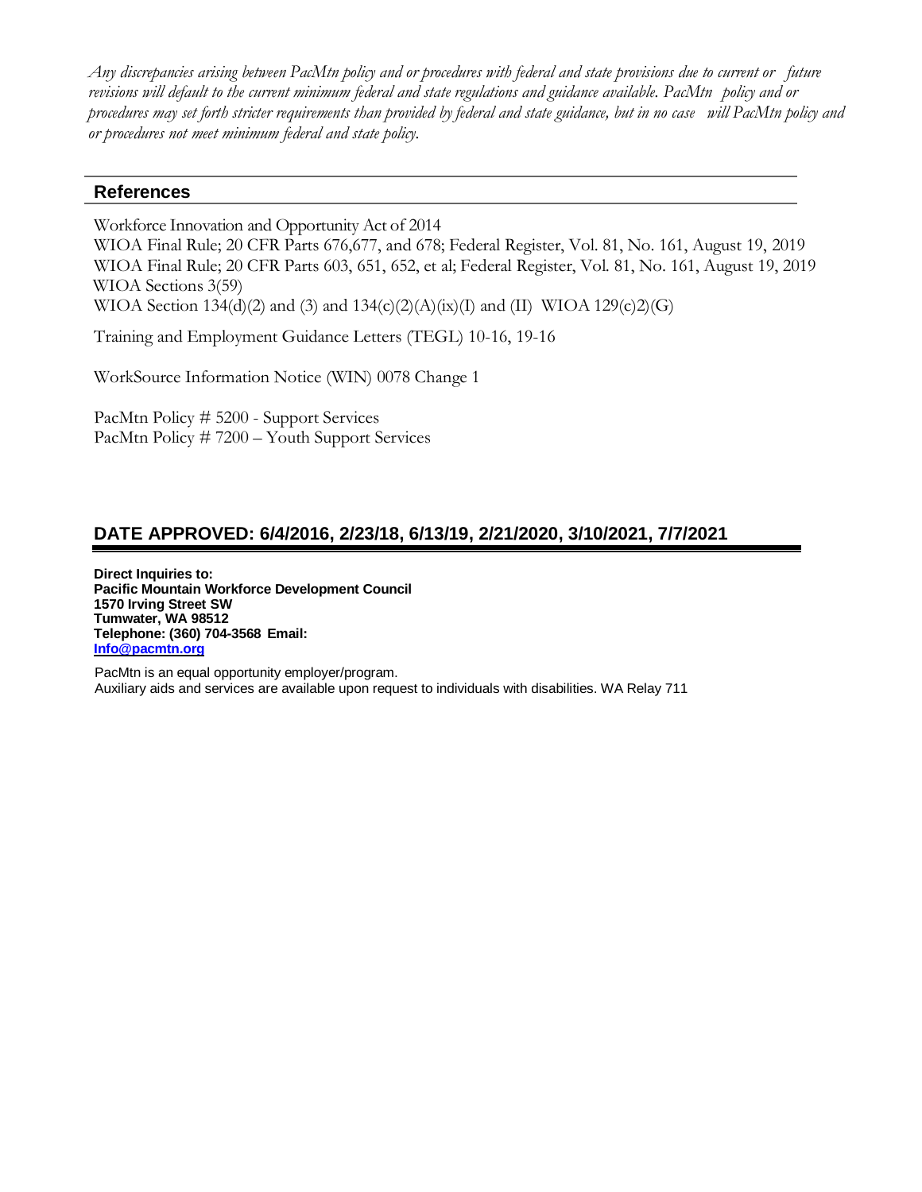*Any discrepancies arising between PacMtn policy and or procedures with federal and state provisions due to current or future revisions will default to the current minimum federal and state regulations and guidance available. PacMtn policy and or procedures may set forth stricter requirements than provided by federal and state guidance, but in no case will PacMtn policy and or procedures not meet minimum federal and state policy.*

## References

Workforce Innovation and Opportunity Act of 2014
WIOA Final Rule; 20 CFR Parts 676,677, and 678; Federal Register, Vol. 81, No. 161, August 19, 2019
WIOA Final Rule; 20 CFR Parts 603, 651, 652, et al; Federal Register, Vol. 81, No. 161, August 19, 2019
WIOA Sections 3(59)
WIOA Section 134(d)(2) and (3) and 134(c)(2)(A)(ix)(I) and (II) WIOA 129(c)2)(G)

Training and Employment Guidance Letters (TEGL) 10-16, 19-16

WorkSource Information Notice (WIN) 0078 Change 1

PacMtn Policy # 5200 - Support Services
PacMtn Policy # 7200 – Youth Support Services

## DATE APPROVED: 6/4/2016, 2/23/18, 6/13/19, 2/21/2020, 3/10/2021, 7/7/2021

**Direct Inquiries to:**
**Pacific Mountain Workforce Development Council**
**1570 Irving Street SW**
**Tumwater, WA 98512**
**Telephone: (360) 704-3568 Email:**
**Info@pacmtn.org**

PacMtn is an equal opportunity employer/program.
Auxiliary aids and services are available upon request to individuals with disabilities. WA Relay 711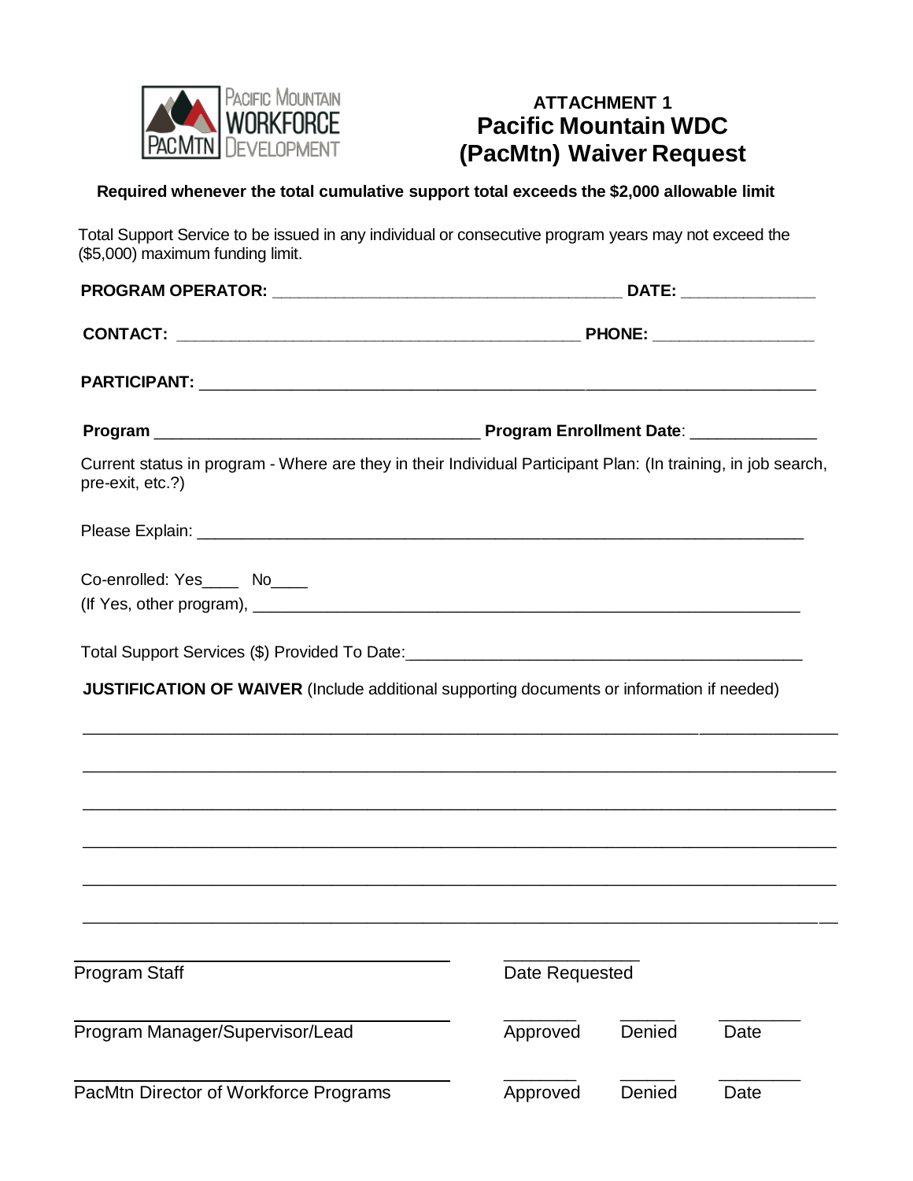Pacific Mountain WORKFORCE DEVELOPMENT PACMTN

**ATTACHMENT 1**

## Pacific Mountain WDC (PacMtn) Waiver Request

**Required whenever the total cumulative support total exceeds the $2,000 allowable limit**

Total Support Service to be issued in any individual or consecutive program years may not exceed the ($5,000) maximum funding limit.

**PROGRAM OPERATOR:** ________________________________________ **DATE:** _______________

**CONTACT:** _______________________________________________ **PHONE:** __________________

**PARTICIPANT:** _____________________________________________________________________

**Program** ______________________________________ **Program Enrollment Date**: ______________

Current status in program - Where are they in their Individual Participant Plan: (In training, in job search, pre-exit, etc.?)

Please Explain: _______________________________________________________________

Co-enrolled: Yes____ No____

(If Yes, other program), ______________________________________________________

Total Support Services ($) Provided To Date:_____________________________________________

**JUSTIFICATION OF WAIVER** (Include additional supporting documents or information if needed)

_____________________________________________________________________________________

_____________________________________________________________________________________

_____________________________________________________________________________________

_____________________________________________________________________________________

_____________________________________________________________________________________

_____________________________________________________________________________________

| | | | |
|---|---|---|---|
| ____________________ Program Staff | ________ Date Requested | | |
| ____________________ Program Manager/Supervisor/Lead | ________ Approved | ______ Denied | ________ Date |
| ____________________ PacMtn Director of Workforce Programs | ________ Approved | ______ Denied | ________ Date |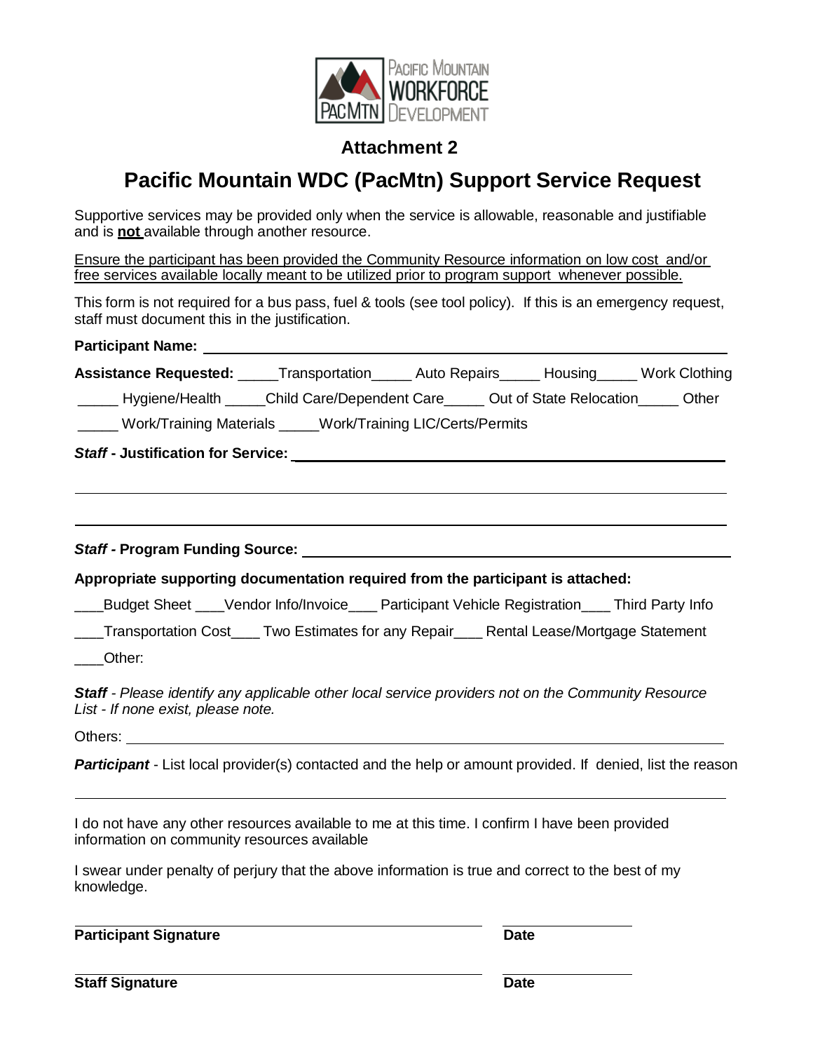## Attachment 2

# Pacific Mountain WDC (PacMtn) Support Service Request

Supportive services may be provided only when the service is allowable, reasonable and justifiable and is **not** available through another resource.

Ensure the participant has been provided the Community Resource information on low cost and/or free services available locally meant to be utilized prior to program support whenever possible.

This form is not required for a bus pass, fuel & tools (see tool policy). If this is an emergency request, staff must document this in the justification.

**Participant Name:** ______________________________________________

**Assistance Requested:** _____Transportation_____ Auto Repairs_____ Housing_____ Work Clothing

_____ Hygiene/Health _____Child Care/Dependent Care_____ Out of State Relocation_____ Other

_____ Work/Training Materials _____Work/Training LIC/Certs/Permits

***Staff* - Justification for Service:** ______________________________________________

______________________________________________

______________________________________________

***Staff* - Program Funding Source:** ______________________________________________

**Appropriate supporting documentation required from the participant is attached:**

____Budget Sheet ____Vendor Info/Invoice____ Participant Vehicle Registration____ Third Party Info

____Transportation Cost____ Two Estimates for any Repair____ Rental Lease/Mortgage Statement

____Other:

***Staff*** *- Please identify any applicable other local service providers not on the Community Resource List - If none exist, please note.*

Others: ______________________________________________

***Participant*** - List local provider(s) contacted and the help or amount provided. If denied, list the reason

______________________________________________

I do not have any other resources available to me at this time. I confirm I have been provided information on community resources available

I swear under penalty of perjury that the above information is true and correct to the best of my knowledge.

______________________________ ______________

**Participant Signature** **Date**

______________________________ ______________

**Staff Signature** **Date**